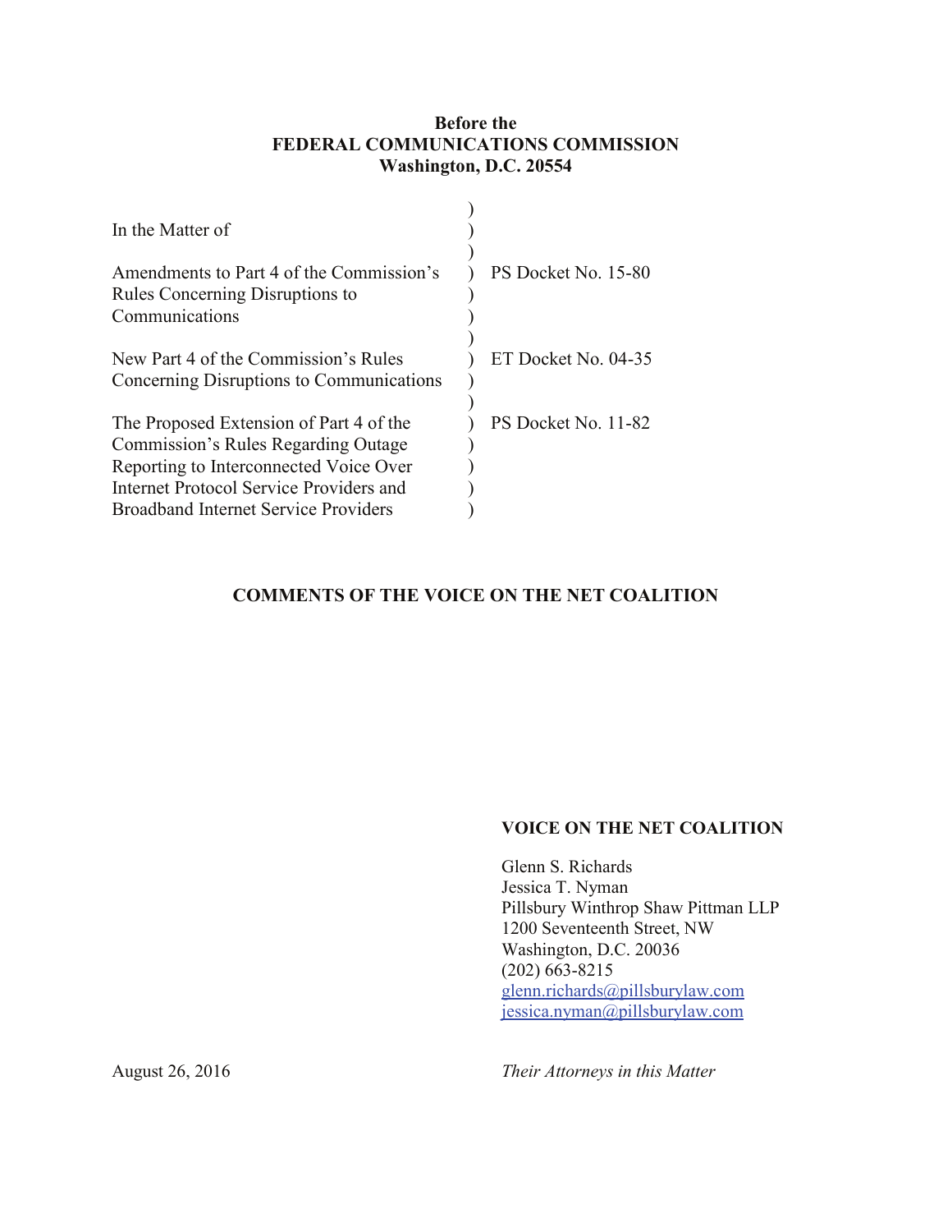**Before the**
**FEDERAL COMMUNICATIONS COMMISSION**
**Washington, D.C. 20554**

| | | |
|---|---|---|
| In the Matter of | ) | |
| Amendments to Part 4 of the Commission's Rules Concerning Disruptions to Communications | ) | PS Docket No. 15-80 |
| New Part 4 of the Commission's Rules Concerning Disruptions to Communications | ) | ET Docket No. 04-35 |
| The Proposed Extension of Part 4 of the Commission's Rules Regarding Outage Reporting to Interconnected Voice Over Internet Protocol Service Providers and Broadband Internet Service Providers | ) | PS Docket No. 11-82 |

## COMMENTS OF THE VOICE ON THE NET COALITION

**VOICE ON THE NET COALITION**

Glenn S. Richards
Jessica T. Nyman
Pillsbury Winthrop Shaw Pittman LLP
1200 Seventeenth Street, NW
Washington, D.C. 20036
(202) 663-8215
glenn.richards@pillsburylaw.com
jessica.nyman@pillsburylaw.com

August 26, 2016

*Their Attorneys in this Matter*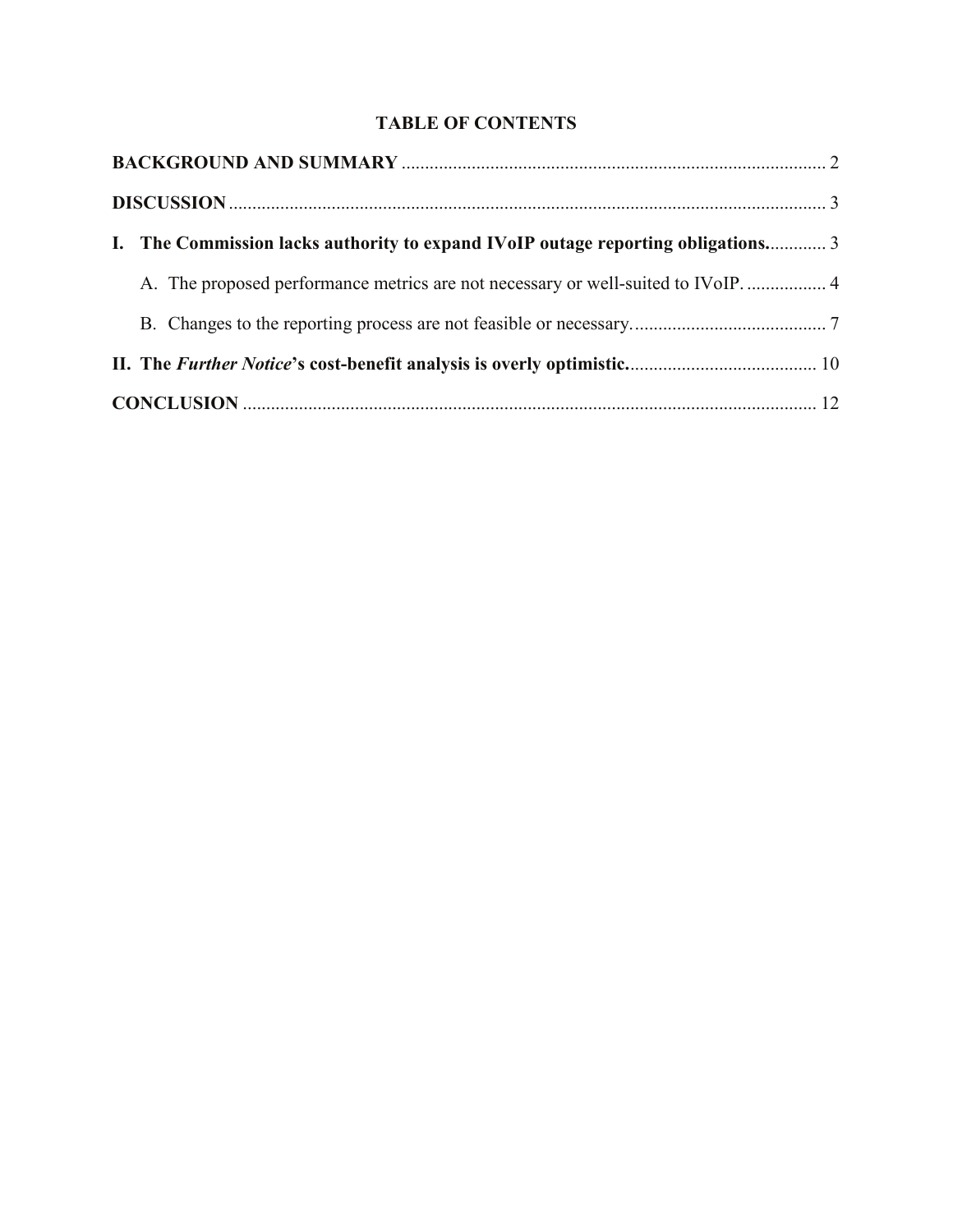## TABLE OF CONTENTS

**BACKGROUND AND SUMMARY** .......... 2

**DISCUSSION** .......... 3

**I. The Commission lacks authority to expand IVoIP outage reporting obligations.** .......... 3

A. The proposed performance metrics are not necessary or well-suited to IVoIP. .......... 4

B. Changes to the reporting process are not feasible or necessary. .......... 7

**II. The *Further Notice*'s cost-benefit analysis is overly optimistic.** .......... 10

**CONCLUSION** .......... 12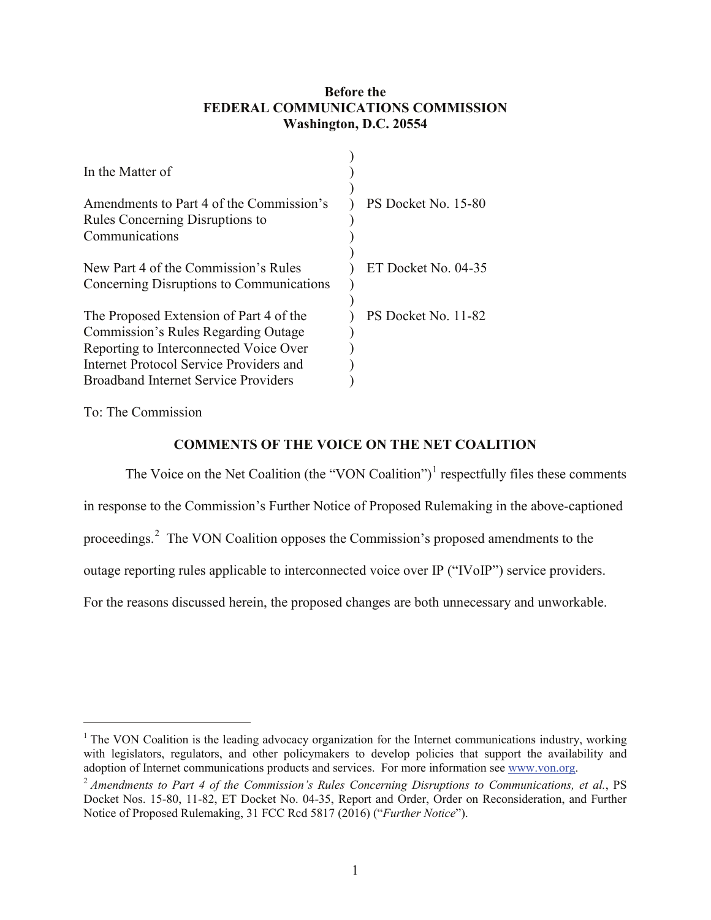**Before the**
**FEDERAL COMMUNICATIONS COMMISSION**
**Washington, D.C. 20554**

| | | |
|---|---|---|
| In the Matter of | ) | |
| Amendments to Part 4 of the Commission's Rules Concerning Disruptions to Communications | ) | PS Docket No. 15-80 |
| New Part 4 of the Commission's Rules Concerning Disruptions to Communications | ) | ET Docket No. 04-35 |
| The Proposed Extension of Part 4 of the Commission's Rules Regarding Outage Reporting to Interconnected Voice Over Internet Protocol Service Providers and Broadband Internet Service Providers | ) | PS Docket No. 11-82 |

To: The Commission

## COMMENTS OF THE VOICE ON THE NET COALITION

The Voice on the Net Coalition (the "VON Coalition")[1] respectfully files these comments in response to the Commission's Further Notice of Proposed Rulemaking in the above-captioned proceedings.[2] The VON Coalition opposes the Commission's proposed amendments to the outage reporting rules applicable to interconnected voice over IP ("IVoIP") service providers. For the reasons discussed herein, the proposed changes are both unnecessary and unworkable.

---

[1] The VON Coalition is the leading advocacy organization for the Internet communications industry, working with legislators, regulators, and other policymakers to develop policies that support the availability and adoption of Internet communications products and services. For more information see www.von.org.

[2] *Amendments to Part 4 of the Commission's Rules Concerning Disruptions to Communications, et al.*, PS Docket Nos. 15-80, 11-82, ET Docket No. 04-35, Report and Order, Order on Reconsideration, and Further Notice of Proposed Rulemaking, 31 FCC Rcd 5817 (2016) ("*Further Notice*").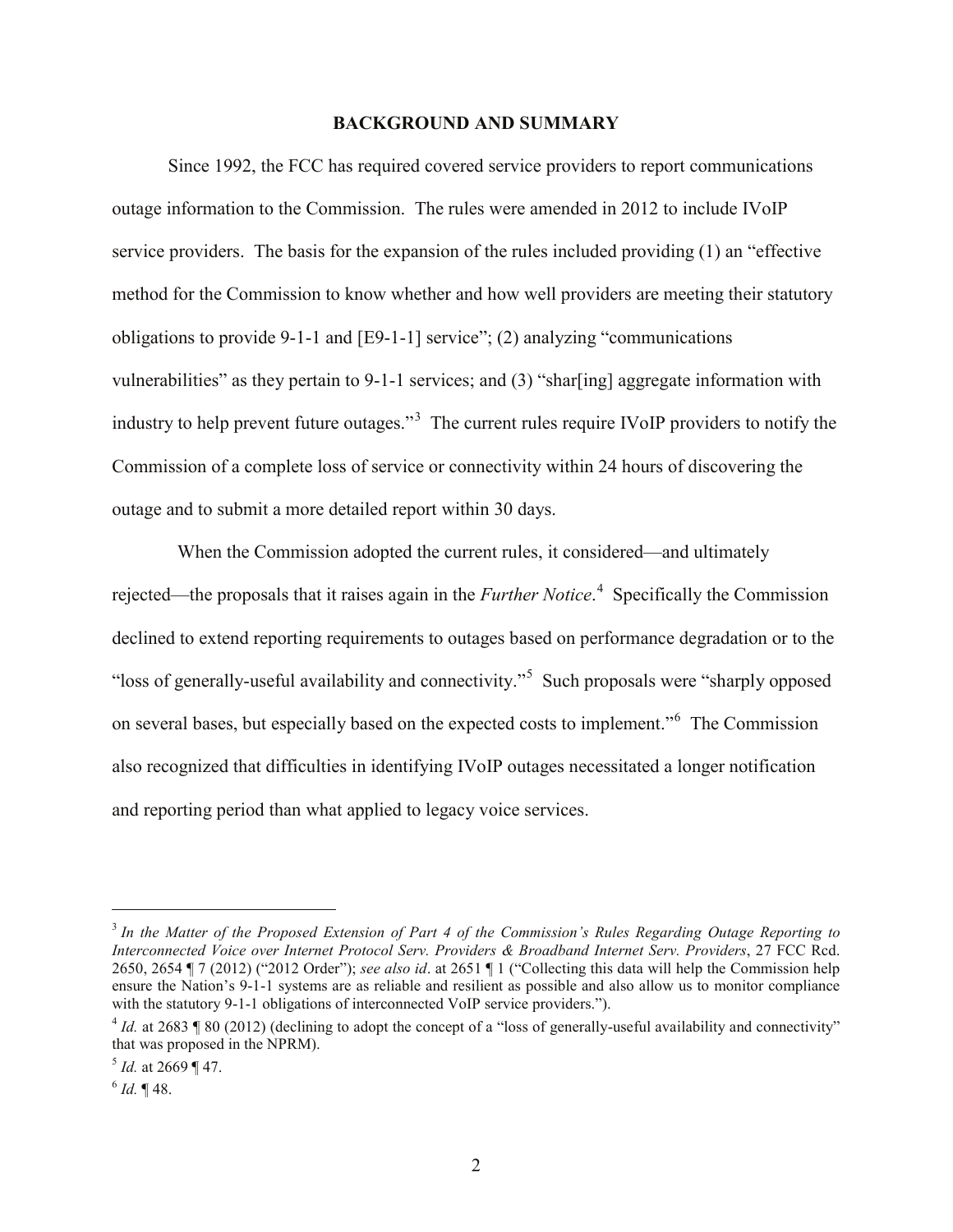## BACKGROUND AND SUMMARY

Since 1992, the FCC has required covered service providers to report communications outage information to the Commission. The rules were amended in 2012 to include IVoIP service providers. The basis for the expansion of the rules included providing (1) an "effective method for the Commission to know whether and how well providers are meeting their statutory obligations to provide 9-1-1 and [E9-1-1] service"; (2) analyzing "communications vulnerabilities" as they pertain to 9-1-1 services; and (3) "shar[ing] aggregate information with industry to help prevent future outages."[3] The current rules require IVoIP providers to notify the Commission of a complete loss of service or connectivity within 24 hours of discovering the outage and to submit a more detailed report within 30 days.

When the Commission adopted the current rules, it considered—and ultimately rejected—the proposals that it raises again in the *Further Notice*.[4] Specifically the Commission declined to extend reporting requirements to outages based on performance degradation or to the "loss of generally-useful availability and connectivity."[5] Such proposals were "sharply opposed on several bases, but especially based on the expected costs to implement."[6] The Commission also recognized that difficulties in identifying IVoIP outages necessitated a longer notification and reporting period than what applied to legacy voice services.

---

[3] *In the Matter of the Proposed Extension of Part 4 of the Commission's Rules Regarding Outage Reporting to Interconnected Voice over Internet Protocol Serv. Providers & Broadband Internet Serv. Providers*, 27 FCC Rcd. 2650, 2654 ¶ 7 (2012) ("2012 Order"); *see also id*. at 2651 ¶ 1 ("Collecting this data will help the Commission help ensure the Nation's 9-1-1 systems are as reliable and resilient as possible and also allow us to monitor compliance with the statutory 9-1-1 obligations of interconnected VoIP service providers.").

[4] *Id.* at 2683 ¶ 80 (2012) (declining to adopt the concept of a "loss of generally-useful availability and connectivity" that was proposed in the NPRM).

[5] *Id.* at 2669 ¶ 47.

[6] *Id.* ¶ 48.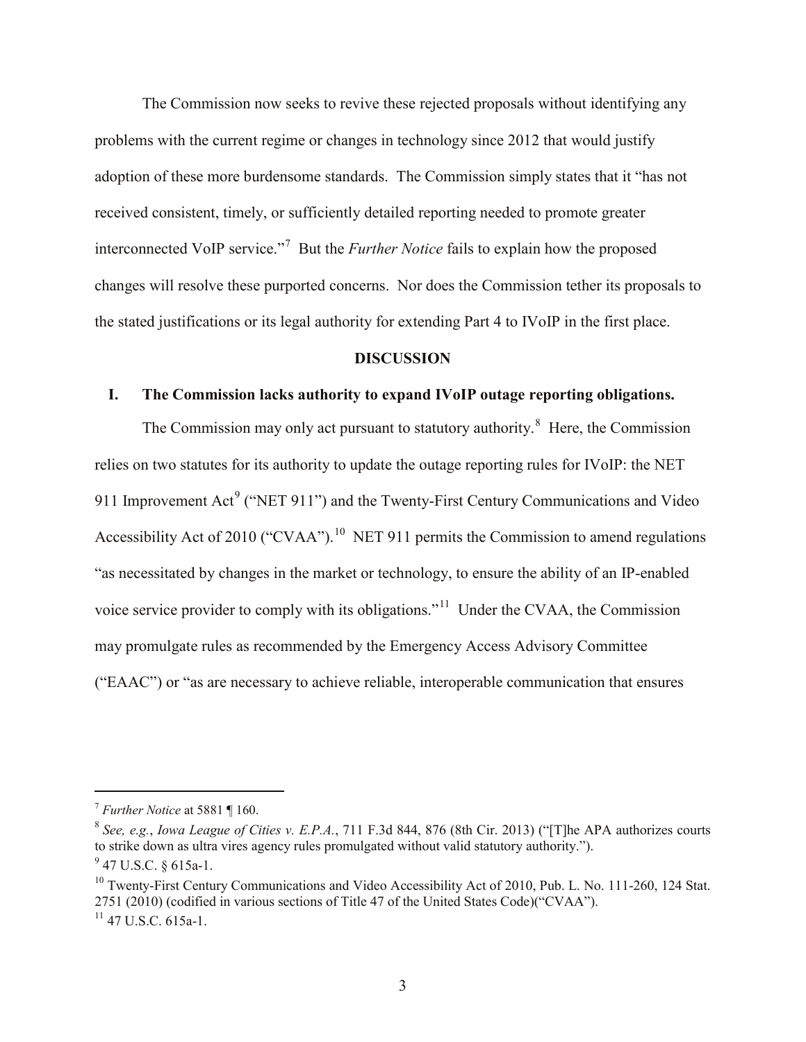The Commission now seeks to revive these rejected proposals without identifying any problems with the current regime or changes in technology since 2012 that would justify adoption of these more burdensome standards. The Commission simply states that it "has not received consistent, timely, or sufficiently detailed reporting needed to promote greater interconnected VoIP service."[7] But the *Further Notice* fails to explain how the proposed changes will resolve these purported concerns. Nor does the Commission tether its proposals to the stated justifications or its legal authority for extending Part 4 to IVoIP in the first place.

## DISCUSSION

### I. The Commission lacks authority to expand IVoIP outage reporting obligations.

The Commission may only act pursuant to statutory authority.[8] Here, the Commission relies on two statutes for its authority to update the outage reporting rules for IVoIP: the NET 911 Improvement Act[9] ("NET 911") and the Twenty-First Century Communications and Video Accessibility Act of 2010 ("CVAA").[10] NET 911 permits the Commission to amend regulations "as necessitated by changes in the market or technology, to ensure the ability of an IP-enabled voice service provider to comply with its obligations."[11] Under the CVAA, the Commission may promulgate rules as recommended by the Emergency Access Advisory Committee ("EAAC") or "as are necessary to achieve reliable, interoperable communication that ensures

---

[7] *Further Notice* at 5881 ¶ 160.

[8] *See, e.g.*, *Iowa League of Cities v. E.P.A.*, 711 F.3d 844, 876 (8th Cir. 2013) ("[T]he APA authorizes courts to strike down as ultra vires agency rules promulgated without valid statutory authority.").

[9] 47 U.S.C. § 615a-1.

[10] Twenty-First Century Communications and Video Accessibility Act of 2010, Pub. L. No. 111-260, 124 Stat. 2751 (2010) (codified in various sections of Title 47 of the United States Code)("CVAA").

[11] 47 U.S.C. 615a-1.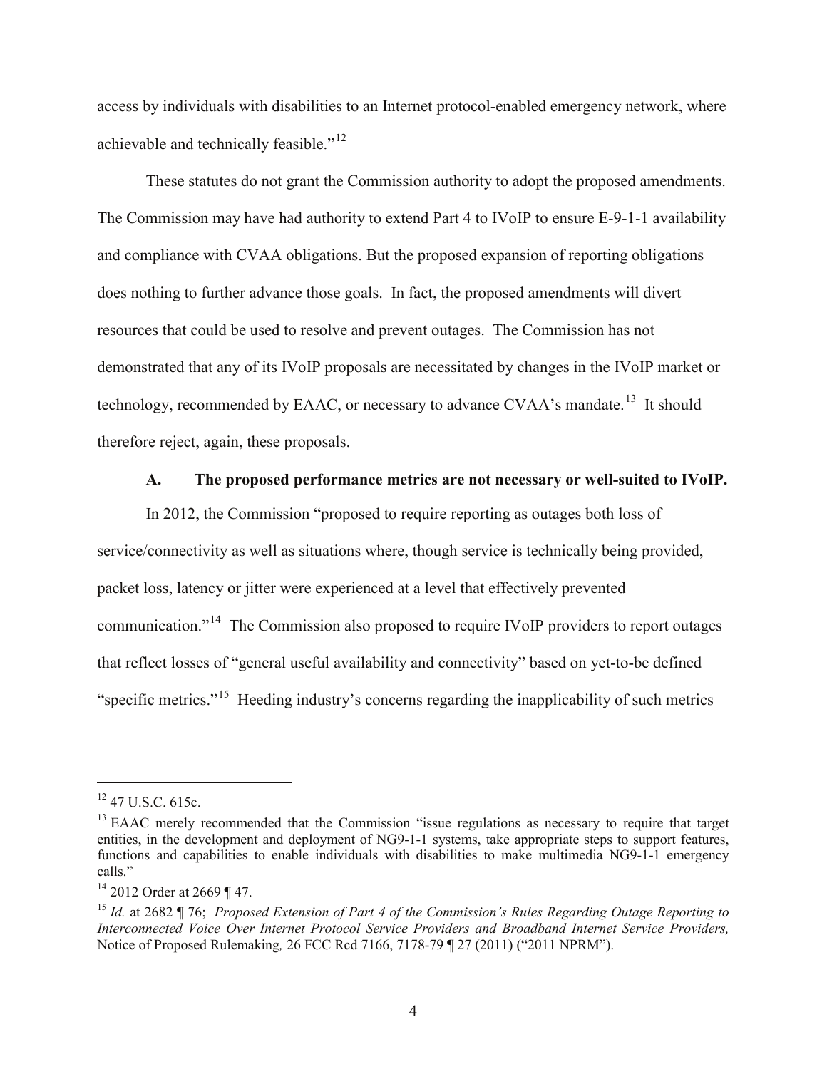access by individuals with disabilities to an Internet protocol-enabled emergency network, where achievable and technically feasible."[12]

These statutes do not grant the Commission authority to adopt the proposed amendments. The Commission may have had authority to extend Part 4 to IVoIP to ensure E-9-1-1 availability and compliance with CVAA obligations. But the proposed expansion of reporting obligations does nothing to further advance those goals. In fact, the proposed amendments will divert resources that could be used to resolve and prevent outages. The Commission has not demonstrated that any of its IVoIP proposals are necessitated by changes in the IVoIP market or technology, recommended by EAAC, or necessary to advance CVAA's mandate.[13] It should therefore reject, again, these proposals.

### A. The proposed performance metrics are not necessary or well-suited to IVoIP.

In 2012, the Commission "proposed to require reporting as outages both loss of service/connectivity as well as situations where, though service is technically being provided, packet loss, latency or jitter were experienced at a level that effectively prevented communication."[14] The Commission also proposed to require IVoIP providers to report outages that reflect losses of "general useful availability and connectivity" based on yet-to-be defined "specific metrics."[15] Heeding industry's concerns regarding the inapplicability of such metrics

---

[12] 47 U.S.C. 615c.

[13] EAAC merely recommended that the Commission "issue regulations as necessary to require that target entities, in the development and deployment of NG9-1-1 systems, take appropriate steps to support features, functions and capabilities to enable individuals with disabilities to make multimedia NG9-1-1 emergency calls."

[14] 2012 Order at 2669 ¶ 47.

[15] *Id.* at 2682 ¶ 76; *Proposed Extension of Part 4 of the Commission's Rules Regarding Outage Reporting to Interconnected Voice Over Internet Protocol Service Providers and Broadband Internet Service Providers,* Notice of Proposed Rulemaking*,* 26 FCC Rcd 7166, 7178-79 ¶ 27 (2011) ("2011 NPRM").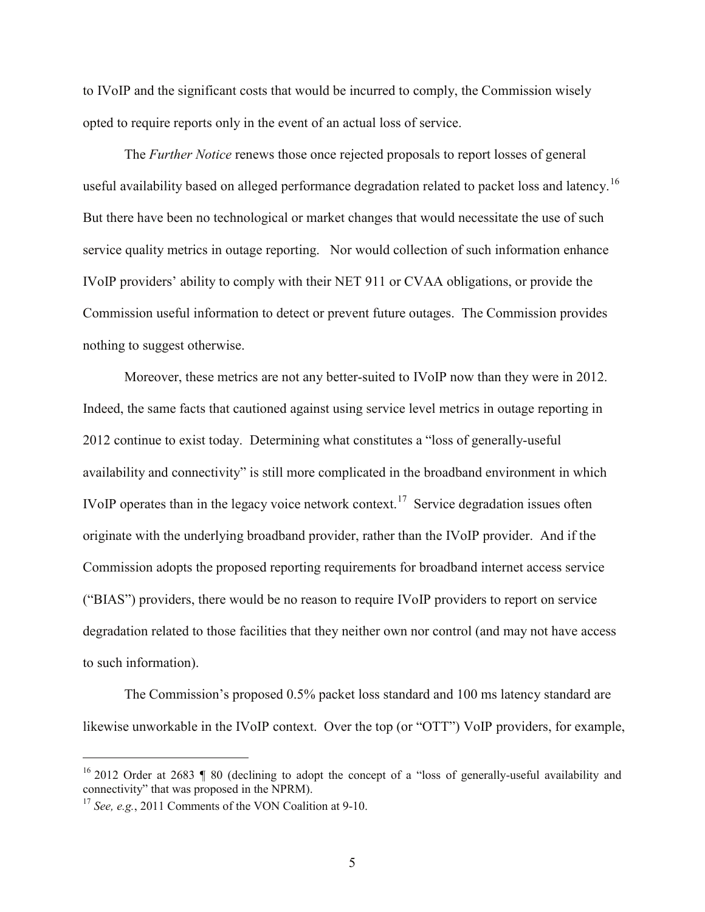to IVoIP and the significant costs that would be incurred to comply, the Commission wisely opted to require reports only in the event of an actual loss of service.

The *Further Notice* renews those once rejected proposals to report losses of general useful availability based on alleged performance degradation related to packet loss and latency.[16] But there have been no technological or market changes that would necessitate the use of such service quality metrics in outage reporting. Nor would collection of such information enhance IVoIP providers' ability to comply with their NET 911 or CVAA obligations, or provide the Commission useful information to detect or prevent future outages. The Commission provides nothing to suggest otherwise.

Moreover, these metrics are not any better-suited to IVoIP now than they were in 2012. Indeed, the same facts that cautioned against using service level metrics in outage reporting in 2012 continue to exist today. Determining what constitutes a "loss of generally-useful availability and connectivity" is still more complicated in the broadband environment in which IVoIP operates than in the legacy voice network context.[17] Service degradation issues often originate with the underlying broadband provider, rather than the IVoIP provider. And if the Commission adopts the proposed reporting requirements for broadband internet access service ("BIAS") providers, there would be no reason to require IVoIP providers to report on service degradation related to those facilities that they neither own nor control (and may not have access to such information).

The Commission's proposed 0.5% packet loss standard and 100 ms latency standard are likewise unworkable in the IVoIP context. Over the top (or "OTT") VoIP providers, for example,

---

[16] 2012 Order at 2683 ¶ 80 (declining to adopt the concept of a "loss of generally-useful availability and connectivity" that was proposed in the NPRM).

[17] *See, e.g.*, 2011 Comments of the VON Coalition at 9-10.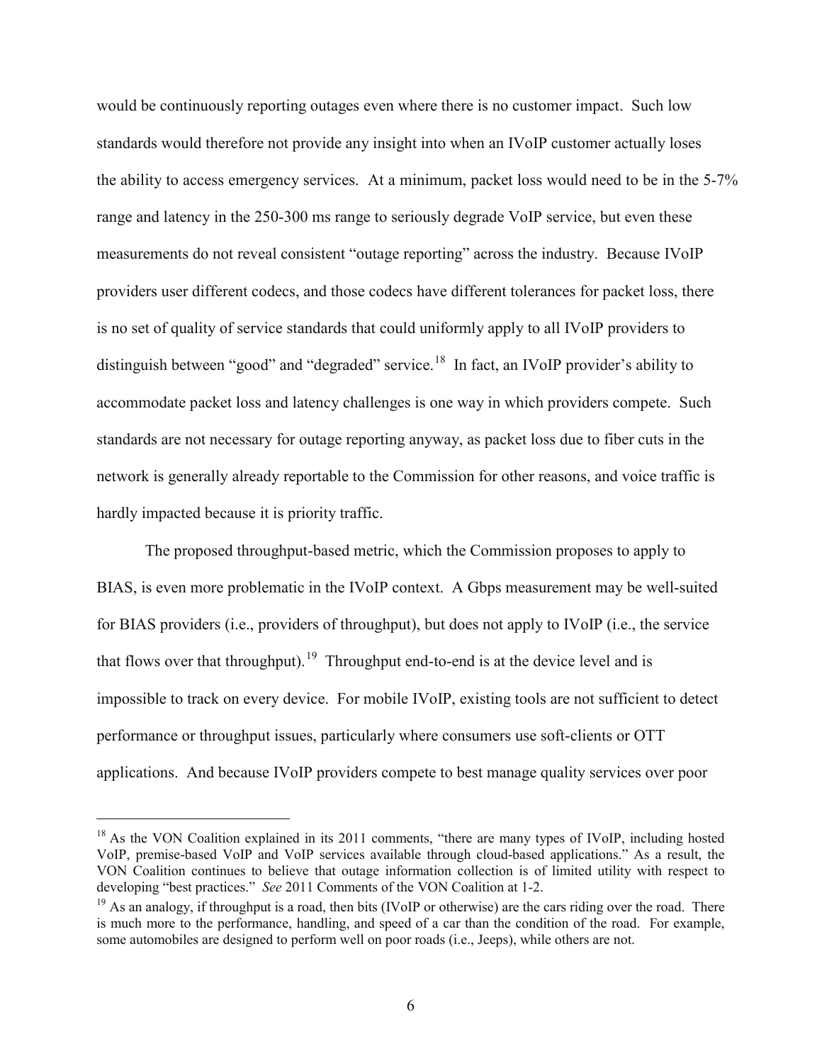would be continuously reporting outages even where there is no customer impact. Such low standards would therefore not provide any insight into when an IVoIP customer actually loses the ability to access emergency services. At a minimum, packet loss would need to be in the 5-7% range and latency in the 250-300 ms range to seriously degrade VoIP service, but even these measurements do not reveal consistent "outage reporting" across the industry. Because IVoIP providers user different codecs, and those codecs have different tolerances for packet loss, there is no set of quality of service standards that could uniformly apply to all IVoIP providers to distinguish between "good" and "degraded" service.[18] In fact, an IVoIP provider's ability to accommodate packet loss and latency challenges is one way in which providers compete. Such standards are not necessary for outage reporting anyway, as packet loss due to fiber cuts in the network is generally already reportable to the Commission for other reasons, and voice traffic is hardly impacted because it is priority traffic.

The proposed throughput-based metric, which the Commission proposes to apply to BIAS, is even more problematic in the IVoIP context. A Gbps measurement may be well-suited for BIAS providers (i.e., providers of throughput), but does not apply to IVoIP (i.e., the service that flows over that throughput).[19] Throughput end-to-end is at the device level and is impossible to track on every device. For mobile IVoIP, existing tools are not sufficient to detect performance or throughput issues, particularly where consumers use soft-clients or OTT applications. And because IVoIP providers compete to best manage quality services over poor

---

[18] As the VON Coalition explained in its 2011 comments, "there are many types of IVoIP, including hosted VoIP, premise-based VoIP and VoIP services available through cloud-based applications." As a result, the VON Coalition continues to believe that outage information collection is of limited utility with respect to developing "best practices." *See* 2011 Comments of the VON Coalition at 1-2.

[19] As an analogy, if throughput is a road, then bits (IVoIP or otherwise) are the cars riding over the road. There is much more to the performance, handling, and speed of a car than the condition of the road. For example, some automobiles are designed to perform well on poor roads (i.e., Jeeps), while others are not.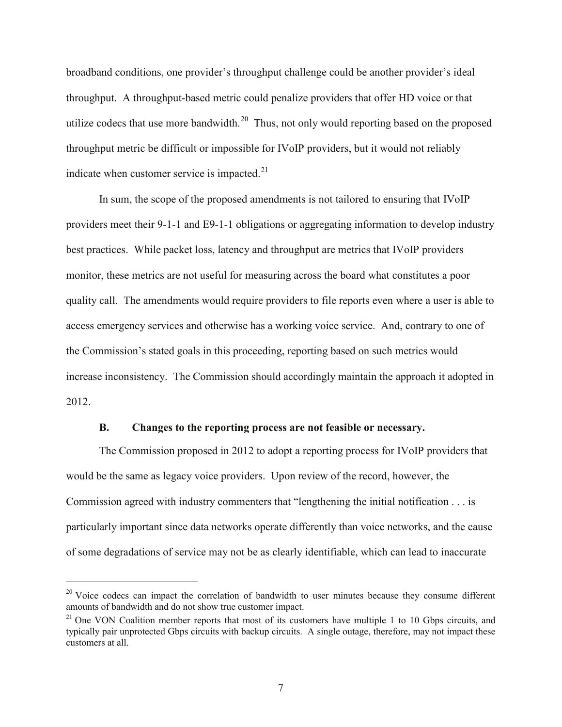broadband conditions, one provider's throughput challenge could be another provider's ideal throughput. A throughput-based metric could penalize providers that offer HD voice or that utilize codecs that use more bandwidth.[20] Thus, not only would reporting based on the proposed throughput metric be difficult or impossible for IVoIP providers, but it would not reliably indicate when customer service is impacted.[21]

In sum, the scope of the proposed amendments is not tailored to ensuring that IVoIP providers meet their 9-1-1 and E9-1-1 obligations or aggregating information to develop industry best practices. While packet loss, latency and throughput are metrics that IVoIP providers monitor, these metrics are not useful for measuring across the board what constitutes a poor quality call. The amendments would require providers to file reports even where a user is able to access emergency services and otherwise has a working voice service. And, contrary to one of the Commission's stated goals in this proceeding, reporting based on such metrics would increase inconsistency. The Commission should accordingly maintain the approach it adopted in 2012.

### B. Changes to the reporting process are not feasible or necessary.

The Commission proposed in 2012 to adopt a reporting process for IVoIP providers that would be the same as legacy voice providers. Upon review of the record, however, the Commission agreed with industry commenters that "lengthening the initial notification . . . is particularly important since data networks operate differently than voice networks, and the cause of some degradations of service may not be as clearly identifiable, which can lead to inaccurate

---

[20] Voice codecs can impact the correlation of bandwidth to user minutes because they consume different amounts of bandwidth and do not show true customer impact.

[21] One VON Coalition member reports that most of its customers have multiple 1 to 10 Gbps circuits, and typically pair unprotected Gbps circuits with backup circuits. A single outage, therefore, may not impact these customers at all.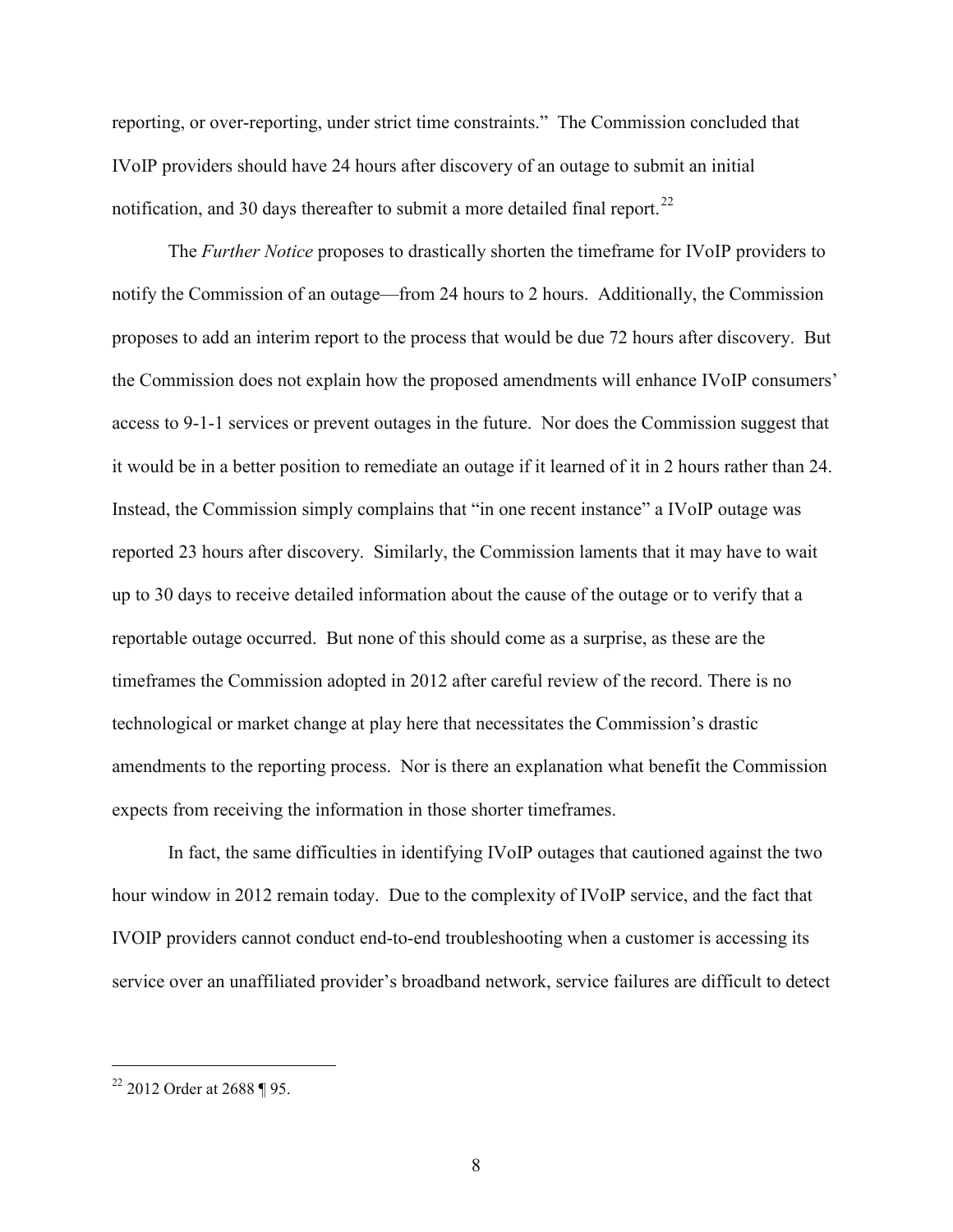reporting, or over-reporting, under strict time constraints." The Commission concluded that IVoIP providers should have 24 hours after discovery of an outage to submit an initial notification, and 30 days thereafter to submit a more detailed final report.[22]

The *Further Notice* proposes to drastically shorten the timeframe for IVoIP providers to notify the Commission of an outage—from 24 hours to 2 hours. Additionally, the Commission proposes to add an interim report to the process that would be due 72 hours after discovery. But the Commission does not explain how the proposed amendments will enhance IVoIP consumers' access to 9-1-1 services or prevent outages in the future. Nor does the Commission suggest that it would be in a better position to remediate an outage if it learned of it in 2 hours rather than 24. Instead, the Commission simply complains that "in one recent instance" a IVoIP outage was reported 23 hours after discovery. Similarly, the Commission laments that it may have to wait up to 30 days to receive detailed information about the cause of the outage or to verify that a reportable outage occurred. But none of this should come as a surprise, as these are the timeframes the Commission adopted in 2012 after careful review of the record. There is no technological or market change at play here that necessitates the Commission's drastic amendments to the reporting process. Nor is there an explanation what benefit the Commission expects from receiving the information in those shorter timeframes.

In fact, the same difficulties in identifying IVoIP outages that cautioned against the two hour window in 2012 remain today. Due to the complexity of IVoIP service, and the fact that IVOIP providers cannot conduct end-to-end troubleshooting when a customer is accessing its service over an unaffiliated provider's broadband network, service failures are difficult to detect

[22] 2012 Order at 2688 ¶ 95.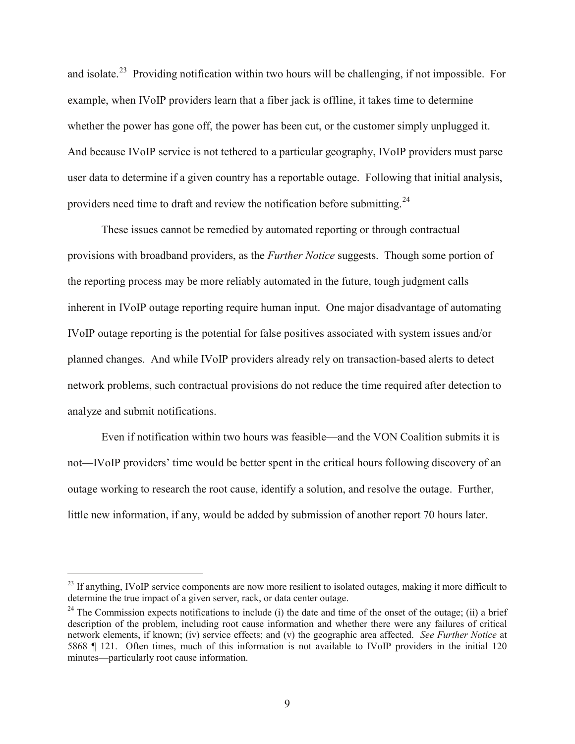and isolate.[23] Providing notification within two hours will be challenging, if not impossible. For example, when IVoIP providers learn that a fiber jack is offline, it takes time to determine whether the power has gone off, the power has been cut, or the customer simply unplugged it. And because IVoIP service is not tethered to a particular geography, IVoIP providers must parse user data to determine if a given country has a reportable outage. Following that initial analysis, providers need time to draft and review the notification before submitting.[24]

These issues cannot be remedied by automated reporting or through contractual provisions with broadband providers, as the *Further Notice* suggests. Though some portion of the reporting process may be more reliably automated in the future, tough judgment calls inherent in IVoIP outage reporting require human input. One major disadvantage of automating IVoIP outage reporting is the potential for false positives associated with system issues and/or planned changes. And while IVoIP providers already rely on transaction-based alerts to detect network problems, such contractual provisions do not reduce the time required after detection to analyze and submit notifications.

Even if notification within two hours was feasible—and the VON Coalition submits it is not—IVoIP providers' time would be better spent in the critical hours following discovery of an outage working to research the root cause, identify a solution, and resolve the outage. Further, little new information, if any, would be added by submission of another report 70 hours later.

---

[23] If anything, IVoIP service components are now more resilient to isolated outages, making it more difficult to determine the true impact of a given server, rack, or data center outage.

[24] The Commission expects notifications to include (i) the date and time of the onset of the outage; (ii) a brief description of the problem, including root cause information and whether there were any failures of critical network elements, if known; (iv) service effects; and (v) the geographic area affected. *See Further Notice* at 5868 ¶ 121. Often times, much of this information is not available to IVoIP providers in the initial 120 minutes—particularly root cause information.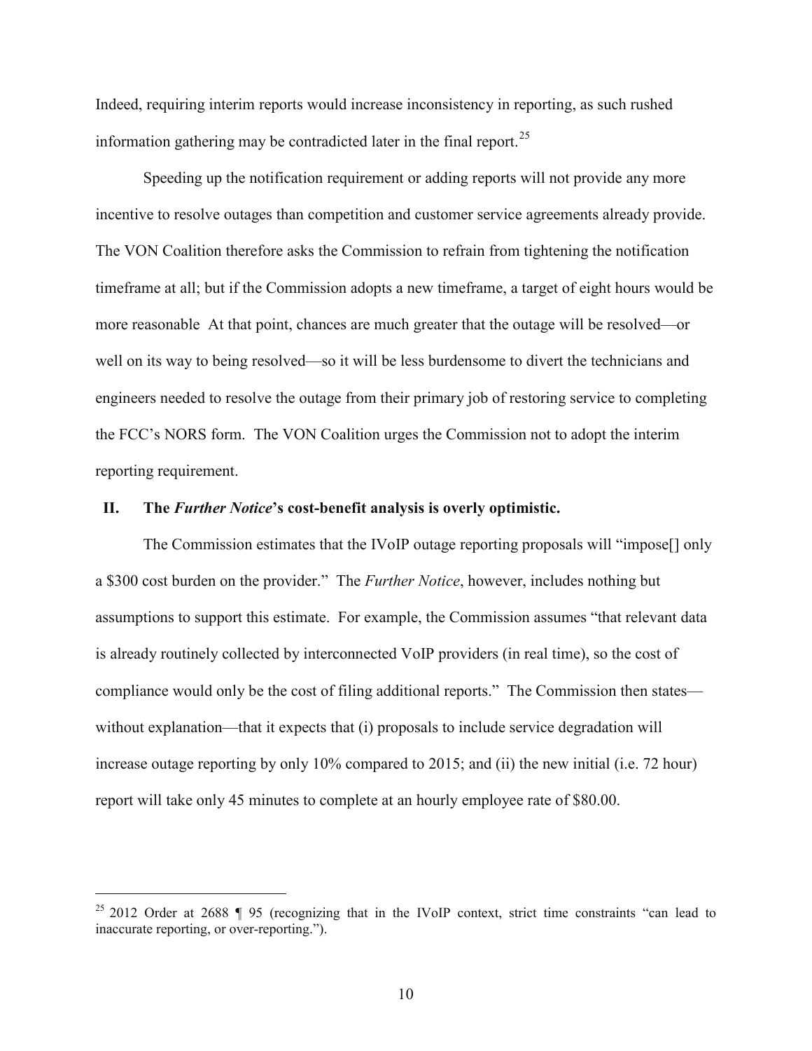Indeed, requiring interim reports would increase inconsistency in reporting, as such rushed information gathering may be contradicted later in the final report.[25]

Speeding up the notification requirement or adding reports will not provide any more incentive to resolve outages than competition and customer service agreements already provide. The VON Coalition therefore asks the Commission to refrain from tightening the notification timeframe at all; but if the Commission adopts a new timeframe, a target of eight hours would be more reasonable At that point, chances are much greater that the outage will be resolved—or well on its way to being resolved—so it will be less burdensome to divert the technicians and engineers needed to resolve the outage from their primary job of restoring service to completing the FCC's NORS form. The VON Coalition urges the Commission not to adopt the interim reporting requirement.

## II. The *Further Notice*'s cost-benefit analysis is overly optimistic.

The Commission estimates that the IVoIP outage reporting proposals will "impose[] only a $300 cost burden on the provider." The *Further Notice*, however, includes nothing but assumptions to support this estimate. For example, the Commission assumes "that relevant data is already routinely collected by interconnected VoIP providers (in real time), so the cost of compliance would only be the cost of filing additional reports." The Commission then states—without explanation—that it expects that (i) proposals to include service degradation will increase outage reporting by only 10% compared to 2015; and (ii) the new initial (i.e. 72 hour) report will take only 45 minutes to complete at an hourly employee rate of $80.00.

---

[25] 2012 Order at 2688 ¶ 95 (recognizing that in the IVoIP context, strict time constraints "can lead to inaccurate reporting, or over-reporting.").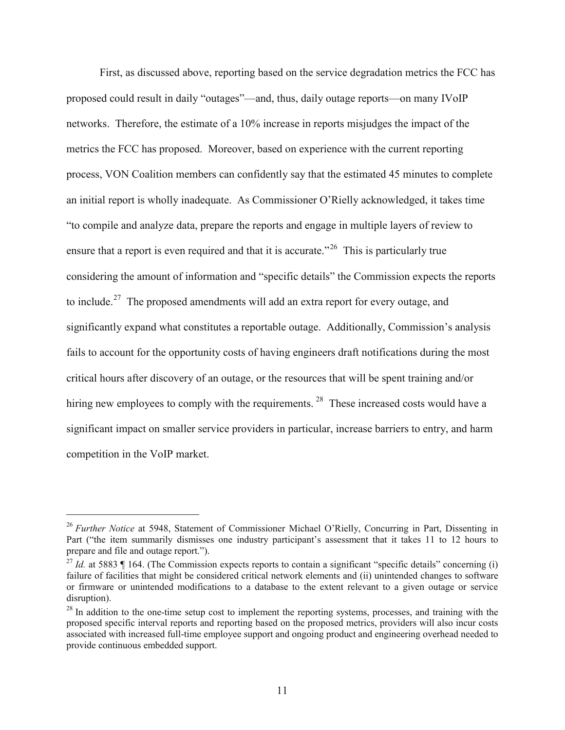First, as discussed above, reporting based on the service degradation metrics the FCC has proposed could result in daily "outages"—and, thus, daily outage reports—on many IVoIP networks. Therefore, the estimate of a 10% increase in reports misjudges the impact of the metrics the FCC has proposed. Moreover, based on experience with the current reporting process, VON Coalition members can confidently say that the estimated 45 minutes to complete an initial report is wholly inadequate. As Commissioner O'Rielly acknowledged, it takes time "to compile and analyze data, prepare the reports and engage in multiple layers of review to ensure that a report is even required and that it is accurate."[26] This is particularly true considering the amount of information and "specific details" the Commission expects the reports to include.[27] The proposed amendments will add an extra report for every outage, and significantly expand what constitutes a reportable outage. Additionally, Commission's analysis fails to account for the opportunity costs of having engineers draft notifications during the most critical hours after discovery of an outage, or the resources that will be spent training and/or hiring new employees to comply with the requirements.[28] These increased costs would have a significant impact on smaller service providers in particular, increase barriers to entry, and harm competition in the VoIP market.

---

[26] *Further Notice* at 5948, Statement of Commissioner Michael O'Rielly, Concurring in Part, Dissenting in Part ("the item summarily dismisses one industry participant's assessment that it takes 11 to 12 hours to prepare and file and outage report.").

[27] *Id.* at 5883 ¶ 164. (The Commission expects reports to contain a significant "specific details" concerning (i) failure of facilities that might be considered critical network elements and (ii) unintended changes to software or firmware or unintended modifications to a database to the extent relevant to a given outage or service disruption).

[28] In addition to the one-time setup cost to implement the reporting systems, processes, and training with the proposed specific interval reports and reporting based on the proposed metrics, providers will also incur costs associated with increased full-time employee support and ongoing product and engineering overhead needed to provide continuous embedded support.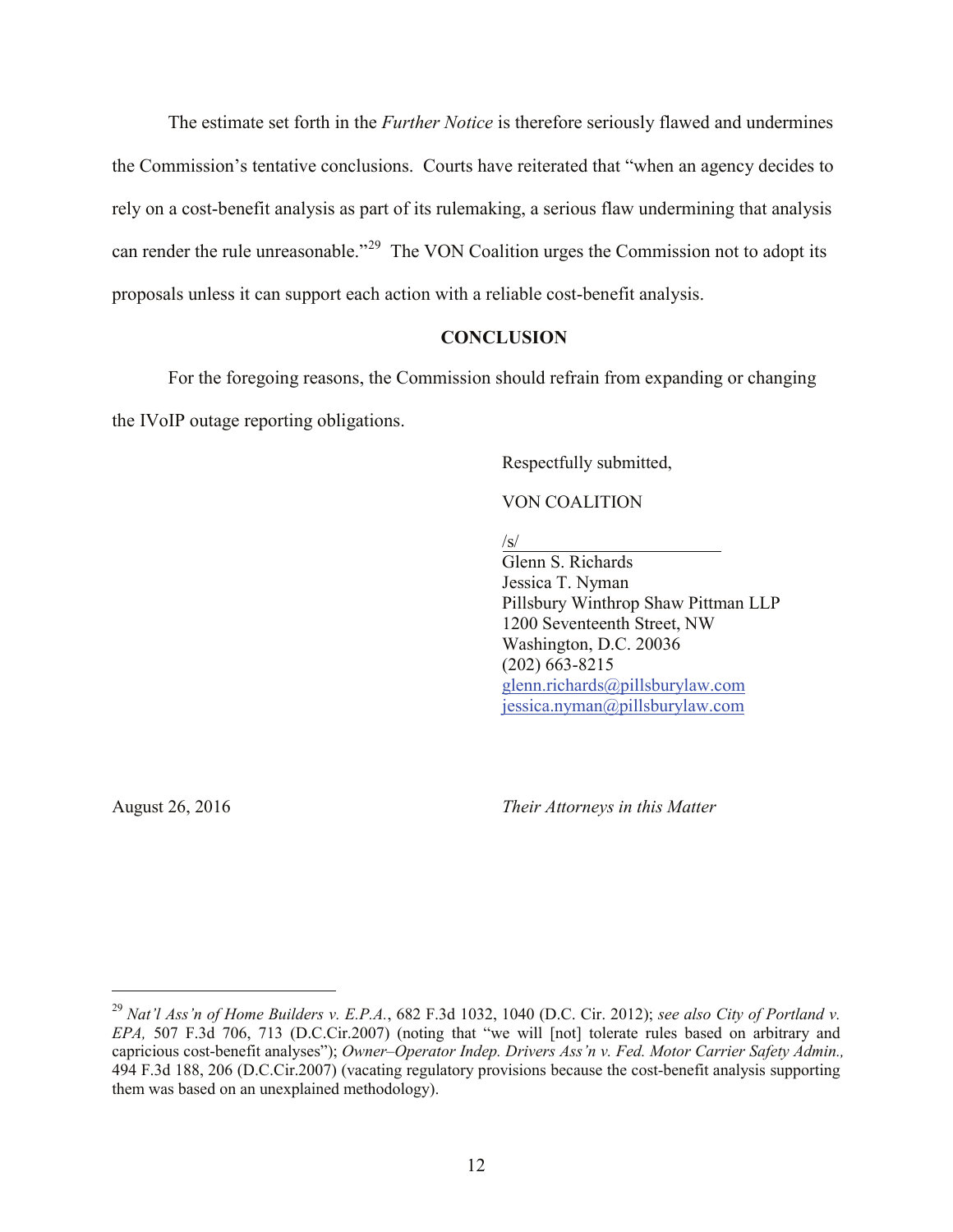The estimate set forth in the *Further Notice* is therefore seriously flawed and undermines the Commission's tentative conclusions. Courts have reiterated that "when an agency decides to rely on a cost-benefit analysis as part of its rulemaking, a serious flaw undermining that analysis can render the rule unreasonable."[29] The VON Coalition urges the Commission not to adopt its proposals unless it can support each action with a reliable cost-benefit analysis.

## CONCLUSION

For the foregoing reasons, the Commission should refrain from expanding or changing the IVoIP outage reporting obligations.

Respectfully submitted,

VON COALITION

/s/

Glenn S. Richards
Jessica T. Nyman
Pillsbury Winthrop Shaw Pittman LLP
1200 Seventeenth Street, NW
Washington, D.C. 20036
(202) 663-8215
glenn.richards@pillsburylaw.com
jessica.nyman@pillsburylaw.com

August 26, 2016

*Their Attorneys in this Matter*

---

[29] *Nat'l Ass'n of Home Builders v. E.P.A.*, 682 F.3d 1032, 1040 (D.C. Cir. 2012); *see also City of Portland v. EPA,* 507 F.3d 706, 713 (D.C.Cir.2007) (noting that "we will [not] tolerate rules based on arbitrary and capricious cost-benefit analyses"); *Owner–Operator Indep. Drivers Ass'n v. Fed. Motor Carrier Safety Admin.,* 494 F.3d 188, 206 (D.C.Cir.2007) (vacating regulatory provisions because the cost-benefit analysis supporting them was based on an unexplained methodology).